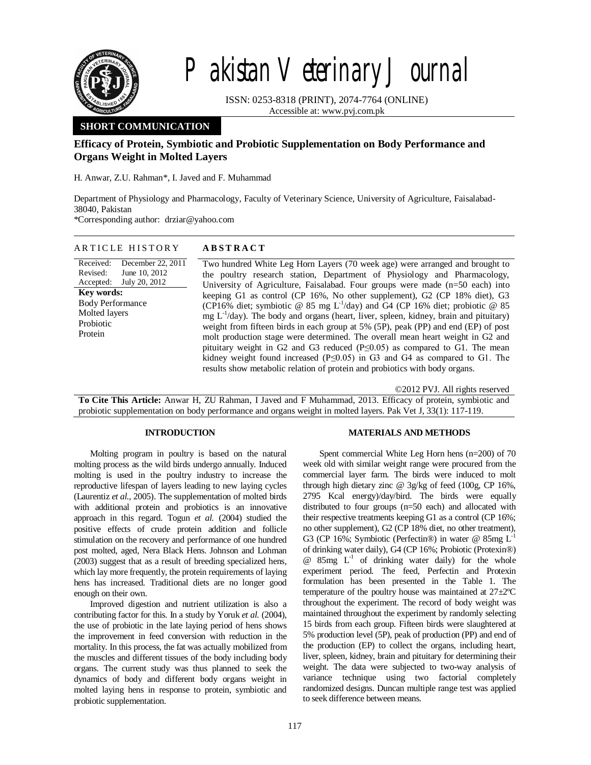# Efficacy of Protein, Symbiotic and Probiotic Supplementation on Body Performance and Organs Weight in Molted Layers

H. Anwar, Z.U. Rahman*, I. Javed and F. Muhammad

Department of Physiology and Pharmacology, Faculty of Veterinary Science, University of Agriculture, Faisalabad-38040, Pakistan

*Corresponding author: drziar@yahoo.com

**SHORT COMMUNICATION**

## ARTICLE HISTORY

Received: December 22, 2011
Revised: June 10, 2012
Accepted: July 20, 2012

**Key words:**
Body Performance
Molted layers
Probiotic
Protein

## ABSTRACT

Two hundred White Leg Horn Layers (70 week age) were arranged and brought to the poultry research station, Department of Physiology and Pharmacology, University of Agriculture, Faisalabad. Four groups were made (n=50 each) into keeping G1 as control (CP 16%, No other supplement), G2 (CP 18% diet), G3 (CP16% diet; symbiotic @ 85 mg $L^{-1}$/day) and G4 (CP 16% diet; probiotic @ 85 mg $L^{-1}$/day). The body and organs (heart, liver, spleen, kidney, brain and pituitary) weight from fifteen birds in each group at 5% (5P), peak (PP) and end (EP) of post molt production stage were determined. The overall mean heart weight in G2 and pituitary weight in G2 and G3 reduced ($P \leq 0.05$) as compared to G1. The mean kidney weight found increased ($P \leq 0.05$) in G3 and G4 as compared to G1. The results show metabolic relation of protein and probiotics with body organs.

©2012 PVJ. All rights reserved

**To Cite This Article:** Anwar H, ZU Rahman, I Javed and F Muhammad, 2013. Efficacy of protein, symbiotic and probiotic supplementation on body performance and organs weight in molted layers. Pak Vet J, 33(1): 117-119.

## INTRODUCTION

Molting program in poultry is based on the natural molting process as the wild birds undergo annually. Induced molting is used in the poultry industry to increase the reproductive lifespan of layers leading to new laying cycles (Laurentiz *et al.*, 2005). The supplementation of molted birds with additional protein and probiotics is an innovative approach in this regard. Togun *et al.* (2004) studied the positive effects of crude protein addition and follicle stimulation on the recovery and performance of one hundred post molted, aged, Nera Black Hens. Johnson and Lohman (2003) suggest that as a result of breeding specialized hens, which lay more frequently, the protein requirements of laying hens has increased. Traditional diets are no longer good enough on their own.

Improved digestion and nutrient utilization is also a contributing factor for this. In a study by Yoruk *et al.* (2004), the use of probiotic in the late laying period of hens shows the improvement in feed conversion with reduction in the mortality. In this process, the fat was actually mobilized from the muscles and different tissues of the body including body organs. The current study was thus planned to seek the dynamics of body and different body organs weight in molted laying hens in response to protein, symbiotic and probiotic supplementation.

## MATERIALS AND METHODS

Spent commercial White Leg Horn hens (n=200) of 70 week old with similar weight range were procured from the commercial layer farm. The birds were induced to molt through high dietary zinc @ 3g/kg of feed (100g, CP 16%, 2795 Kcal energy)/day/bird. The birds were equally distributed to four groups (n=50 each) and allocated with their respective treatments keeping G1 as a control (CP 16%; no other supplement), G2 (CP 18% diet, no other treatment), G3 (CP 16%; Symbiotic (Perfectin®) in water @ 85mg $L^{-1}$ of drinking water daily), G4 (CP 16%; Probiotic (Protexin®) @ 85mg $L^{-1}$ of drinking water daily) for the whole experiment period. The feed, Perfectin and Protexin formulation has been presented in the Table 1. The temperature of the poultry house was maintained at 27±2ºC throughout the experiment. The record of body weight was maintained throughout the experiment by randomly selecting 15 birds from each group. Fifteen birds were slaughtered at 5% production level (5P), peak of production (PP) and end of the production (EP) to collect the organs, including heart, liver, spleen, kidney, brain and pituitary for determining their weight. The data were subjected to two-way analysis of variance technique using two factorial completely randomized designs. Duncan multiple range test was applied to seek difference between means.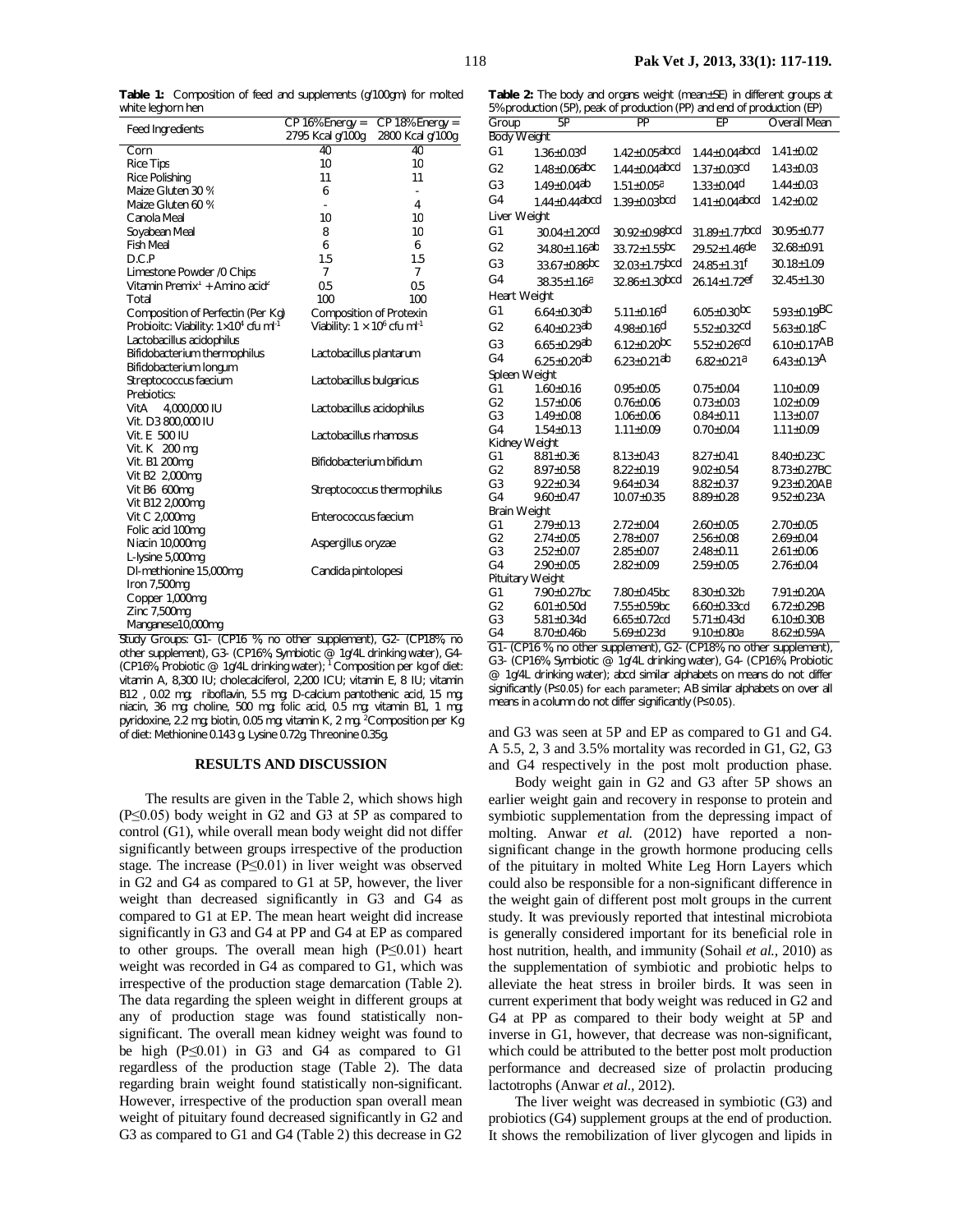**Table 1:** Composition of feed and supplements (g/100gm) for molted white leghorn hen

| Feed Ingredients | CP 16% Energy = 2795 Kcal g/100g | CP 18% Energy = 2800 Kcal g/100g |
|---|---|---|
| Corn | 40 | 40 |
| Rice Tips | 10 | 10 |
| Rice Polishing | 11 | 11 |
| Maize Gluten 30 % | 6 | - |
| Maize Gluten 60 % | - | 4 |
| Canola Meal | 10 | 10 |
| Soyabean Meal | 8 | 10 |
| Fish Meal | 6 | 6 |
| D.C.P | 1.5 | 1.5 |
| Limestone Powder /0 Chips | 7 | 7 |
| Vitamin Premix[1] + Amino acid[2] | 0.5 | 0.5 |
| Total | 100 | 100 |

| Composition of Perfectin (Per Kg) | Composition of Protexin |
|---|---|
| Probioitc: Viability: $1\times10^{4}$ cfu $ml^{-1}$ | Viability: $1\times10^{6}$ cfu $ml^{-1}$ |
| Lactobacillus acidophilus | |
| Bifidobacterium thermophilus | Lactobacillus plantarum |
| Bifidobacterium longum | |
| Streptococcus faecium | Lactobacillus bulgaricus |
| Prebiotics: | |
| VitA 4,000,000 IU | Lactobacillus acidophilus |
| Vit. D3 800,000 IU | |
| Vit. E 500 IU | Lactobacillus rhamosus |
| Vit. K 200 mg | |
| Vit. B1 200mg | Bifidobacterium bifidum |
| Vit B2 2,000mg | |
| Vit B6 600mg | Streptococcus thermophilus |
| Vit B12 2,000mg | |
| Vit C 2,000mg | Enterococcus faecium |
| Folic acid 100mg | |
| Niacin 10,000mg | Aspergillus oryzae |
| L-lysine 5,000mg | |
| Dl-methionine 15,000mg | Candida pintolopesi |
| Iron 7,500mg | |
| Copper 1,000mg | |
| Zinc 7,500mg | |
| Manganese10,000mg | |

Study Groups: G1- (CP16 %, no other supplement), G2- (CP18%, no other supplement), G3- (CP16%, Symbiotic @ 1g/4L drinking water), G4- (CP16%, Probiotic @ 1g/4L drinking water); [1] Composition per kg of diet: vitamin A, 8,300 IU; cholecalciferol, 2,200 ICU; vitamin E, 8 IU; vitamin B12 , 0.02 mg; riboflavin, 5.5 mg; D-calcium pantothenic acid, 15 mg; niacin, 36 mg; choline, 500 mg; folic acid, 0.5 mg; vitamin B1, 1 mg; pyridoxine, 2.2 mg; biotin, 0.05 mg; vitamin K, 2 mg. [2]Composition per Kg of diet: Methionine 0.143 g, Lysine 0.72g, Threonine 0.35g.

## RESULTS AND DISCUSSION

The results are given in the Table 2, which shows high ($P\leq0.05$) body weight in G2 and G3 at 5P as compared to control (G1), while overall mean body weight did not differ significantly between groups irrespective of the production stage. The increase ($P\leq0.01$) in liver weight was observed in G2 and G4 as compared to G1 at 5P, however, the liver weight than decreased significantly in G3 and G4 as compared to G1 at EP. The mean heart weight did increase significantly in G3 and G4 at PP and G4 at EP as compared to other groups. The overall mean high ($P\leq0.01$) heart weight was recorded in G4 as compared to G1, which was irrespective of the production stage demarcation (Table 2). The data regarding the spleen weight in different groups at any of production stage was found statistically non-significant. The overall mean kidney weight was found to be high ($P\leq0.01$) in G3 and G4 as compared to G1 regardless of the production stage (Table 2). The data regarding brain weight found statistically non-significant. However, irrespective of the production span overall mean weight of pituitary found decreased significantly in G2 and G3 as compared to G1 and G4 (Table 2) this decrease in G2 and G3 was seen at 5P and EP as compared to G1 and G4. A 5.5, 2, 3 and 3.5% mortality was recorded in G1, G2, G3 and G4 respectively in the post molt production phase.

**Table 2:** The body and organs weight (mean±SE) in different groups at 5% production (5P), peak of production (PP) and end of production (EP)

| Group | 5P | PP | EP | Overall Mean |
|---|---|---|---|---|
| **Body Weight** | | | | |
| G1 | 1.36±0.03d | 1.42±0.05abcd | 1.44±0.04abcd | 1.41±0.02 |
| G2 | 1.48±0.06abc | 1.44±0.04abcd | 1.37±0.03cd | 1.43±0.03 |
| G3 | 1.49±0.04ab | 1.51±0.05a | 1.33±0.04d | 1.44±0.03 |
| G4 | 1.44±0.44abcd | 1.39±0.03bcd | 1.41±0.04abcd | 1.42±0.02 |
| **Liver Weight** | | | | |
| G1 | 30.04±1.20cd | 30.92±0.98bcd | 31.89±1.77bcd | 30.95±0.77 |
| G2 | 34.80±1.16ab | 33.72±1.55bc | 29.52±1.46de | 32.68±0.91 |
| G3 | 33.67±0.86bc | 32.03±1.75bcd | 24.85±1.31f | 30.18±1.09 |
| G4 | 38.35±1.16a | 32.86±1.30bcd | 26.14±1.72ef | 32.45±1.30 |
| **Heart Weight** | | | | |
| G1 | 6.64±0.30ab | 5.11±0.16d | 6.05±0.30bc | 5.93±0.19BC |
| G2 | 6.40±0.23ab | 4.98±0.16d | 5.52±0.32cd | 5.63±0.18C |
| G3 | 6.65±0.29ab | 6.12±0.20bc | 5.52±0.26cd | 6.10±0.17AB |
| G4 | 6.25±0.20ab | 6.23±0.21ab | 6.82±0.21a | 6.43±0.13A |
| **Spleen Weight** | | | | |
| G1 | 1.60±0.16 | 0.95±0.05 | 0.75±0.04 | 1.10±0.09 |
| G2 | 1.57±0.06 | 0.76±0.06 | 0.73±0.03 | 1.02±0.09 |
| G3 | 1.49±0.08 | 1.06±0.06 | 0.84±0.11 | 1.13±0.07 |
| G4 | 1.54±0.13 | 1.11±0.09 | 0.70±0.04 | 1.11±0.09 |
| **Kidney Weight** | | | | |
| G1 | 8.81±0.36 | 8.13±0.43 | 8.27±0.41 | 8.40±0.23C |
| G2 | 8.97±0.58 | 8.22±0.19 | 9.02±0.54 | 8.73±0.27BC |
| G3 | 9.22±0.34 | 9.64±0.34 | 8.82±0.37 | 9.23±0.20AB |
| G4 | 9.60±0.47 | 10.07±0.35 | 8.89±0.28 | 9.52±0.23A |
| **Brain Weight** | | | | |
| G1 | 2.79±0.13 | 2.72±0.04 | 2.60±0.05 | 2.70±0.05 |
| G2 | 2.74±0.05 | 2.78±0.07 | 2.56±0.08 | 2.69±0.04 |
| G3 | 2.52±0.07 | 2.85±0.07 | 2.48±0.11 | 2.61±0.06 |
| G4 | 2.90±0.05 | 2.82±0.09 | 2.59±0.05 | 2.76±0.04 |
| **Pituitary Weight** | | | | |
| G1 | 7.90±0.27bc | 7.80±0.45bc | 8.30±0.32b | 7.91±0.20A |
| G2 | 6.01±0.50d | 7.55±0.59bc | 6.60±0.33cd | 6.72±0.29B |
| G3 | 5.81±0.34d | 6.65±0.72cd | 5.71±0.43d | 6.10±0.30B |
| G4 | 8.70±0.46b | 5.69±0.23d | 9.10±0.80a | 8.62±0.59A |

G1- (CP16 %, no other supplement), G2- (CP18%, no other supplement), G3- (CP16%, Symbiotic @ 1g/4L drinking water), G4- (CP16%, Probiotic @ 1g/4L drinking water); abcd similar alphabets on means do not differ significantly ($P\leq0.05$) for each parameter; AB similar alphabets on over all means in a column do not differ significantly ($P\leq0.05$).

Body weight gain in G2 and G3 after 5P shows an earlier weight gain and recovery in response to protein and symbiotic supplementation from the depressing impact of molting. Anwar *et al.* (2012) have reported a non-significant change in the growth hormone producing cells of the pituitary in molted White Leg Horn Layers which could also be responsible for a non-significant difference in the weight gain of different post molt groups in the current study. It was previously reported that intestinal microbiota is generally considered important for its beneficial role in host nutrition, health, and immunity (Sohail *et al.,* 2010) as the supplementation of symbiotic and probiotic helps to alleviate the heat stress in broiler birds. It was seen in current experiment that body weight was reduced in G2 and G4 at PP as compared to their body weight at 5P and inverse in G1, however, that decrease was non-significant, which could be attributed to the better post molt production performance and decreased size of prolactin producing lactotrophs (Anwar *et al.*, 2012).

The liver weight was decreased in symbiotic (G3) and probiotics (G4) supplement groups at the end of production. It shows the remobilization of liver glycogen and lipids in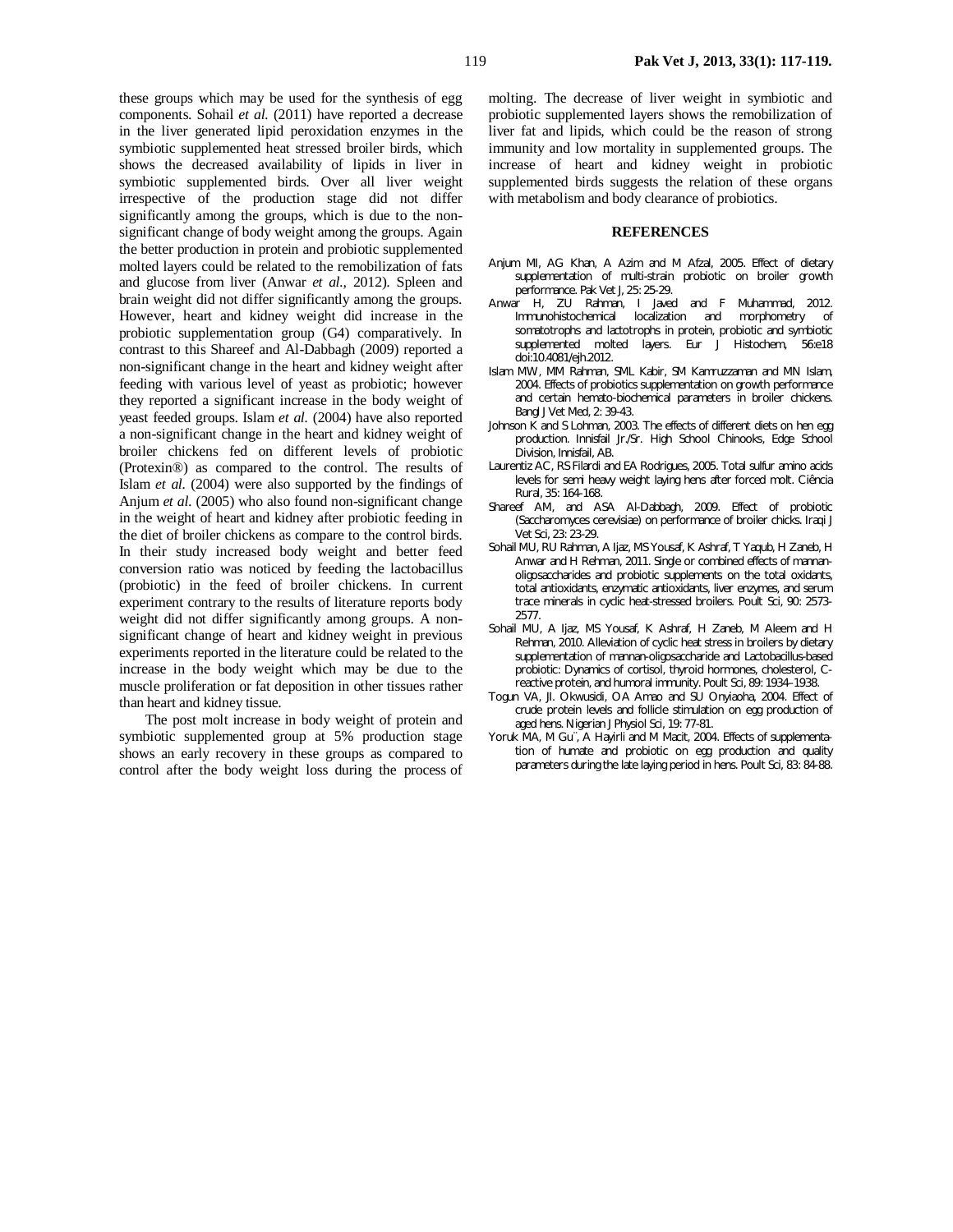these groups which may be used for the synthesis of egg components. Sohail *et al.* (2011) have reported a decrease in the liver generated lipid peroxidation enzymes in the symbiotic supplemented heat stressed broiler birds, which shows the decreased availability of lipids in liver in symbiotic supplemented birds. Over all liver weight irrespective of the production stage did not differ significantly among the groups, which is due to the non-significant change of body weight among the groups. Again the better production in protein and probiotic supplemented molted layers could be related to the remobilization of fats and glucose from liver (Anwar *et al.*, 2012). Spleen and brain weight did not differ significantly among the groups. However, heart and kidney weight did increase in the probiotic supplementation group (G4) comparatively. In contrast to this Shareef and Al-Dabbagh (2009) reported a non-significant change in the heart and kidney weight after feeding with various level of yeast as probiotic; however they reported a significant increase in the body weight of yeast feeded groups. Islam *et al.* (2004) have also reported a non-significant change in the heart and kidney weight of broiler chickens fed on different levels of probiotic (Protexin®) as compared to the control. The results of Islam *et al.* (2004) were also supported by the findings of Anjum *et al.* (2005) who also found non-significant change in the weight of heart and kidney after probiotic feeding in the diet of broiler chickens as compare to the control birds. In their study increased body weight and better feed conversion ratio was noticed by feeding the lactobacillus (probiotic) in the feed of broiler chickens. In current experiment contrary to the results of literature reports body weight did not differ significantly among groups. A non-significant change of heart and kidney weight in previous experiments reported in the literature could be related to the increase in the body weight which may be due to the muscle proliferation or fat deposition in other tissues rather than heart and kidney tissue.

The post molt increase in body weight of protein and symbiotic supplemented group at 5% production stage shows an early recovery in these groups as compared to control after the body weight loss during the process of molting. The decrease of liver weight in symbiotic and probiotic supplemented layers shows the remobilization of liver fat and lipids, which could be the reason of strong immunity and low mortality in supplemented groups. The increase of heart and kidney weight in probiotic supplemented birds suggests the relation of these organs with metabolism and body clearance of probiotics.

## REFERENCES

Anjum MI, AG Khan, A Azim and M Afzal, 2005. Effect of dietary supplementation of multi-strain probiotic on broiler growth performance. Pak Vet J, 25: 25-29.

Anwar H, ZU Rahman, I Javed and F Muhammad, 2012. Immunohistochemical localization and morphometry of somatotrophs and lactotrophs in protein, probiotic and symbiotic supplemented molted layers. Eur J Histochem, 56:e18 doi:10.4081/ejh.2012.

Islam MW, MM Rahman, SML Kabir, SM Kamruzzaman and MN Islam, 2004. Effects of probiotics supplementation on growth performance and certain hemato-biochemical parameters in broiler chickens. Bangl J Vet Med, 2: 39-43.

Johnson K and S Lohman, 2003. The effects of different diets on hen egg production. Innisfail Jr./Sr. High School Chinooks, Edge School Division, Innisfail, AB.

Laurentiz AC, RS Filardi and EA Rodrigues, 2005. Total sulfur amino acids levels for semi heavy weight laying hens after forced molt. Ciência Rural, 35: 164-168.

Shareef AM, and ASA Al-Dabbagh, 2009. Effect of probiotic (Saccharomyces cerevisiae) on performance of broiler chicks. Iraqi J Vet Sci, 23: 23-29.

Sohail MU, RU Rahman, A Ijaz, MS Yousaf, K Ashraf, T Yaqub, H Zaneb, H Anwar and H Rehman, 2011. Single or combined effects of mannan-oligosaccharides and probiotic supplements on the total oxidants, total antioxidants, enzymatic antioxidants, liver enzymes, and serum trace minerals in cyclic heat-stressed broilers. Poult Sci, 90: 2573-2577.

Sohail MU, A Ijaz, MS Yousaf, K Ashraf, H Zaneb, M Aleem and H Rehman, 2010. Alleviation of cyclic heat stress in broilers by dietary supplementation of mannan-oligosaccharide and Lactobacillus-based probiotic: Dynamics of cortisol, thyroid hormones, cholesterol, C-reactive protein, and humoral immunity. Poult Sci, 89: 1934–1938.

Togun VA, JI. Okwusidi, OA Amao and SU Onyiaoha, 2004. Effect of crude protein levels and follicle stimulation on egg production of aged hens. Nigerian J Physiol Sci, 19: 77-81.

Yoruk MA, M Gu¨, A Hayirli and M Macit, 2004. Effects of supplementation of humate and probiotic on egg production and quality parameters during the late laying period in hens. Poult Sci, 83: 84-88.